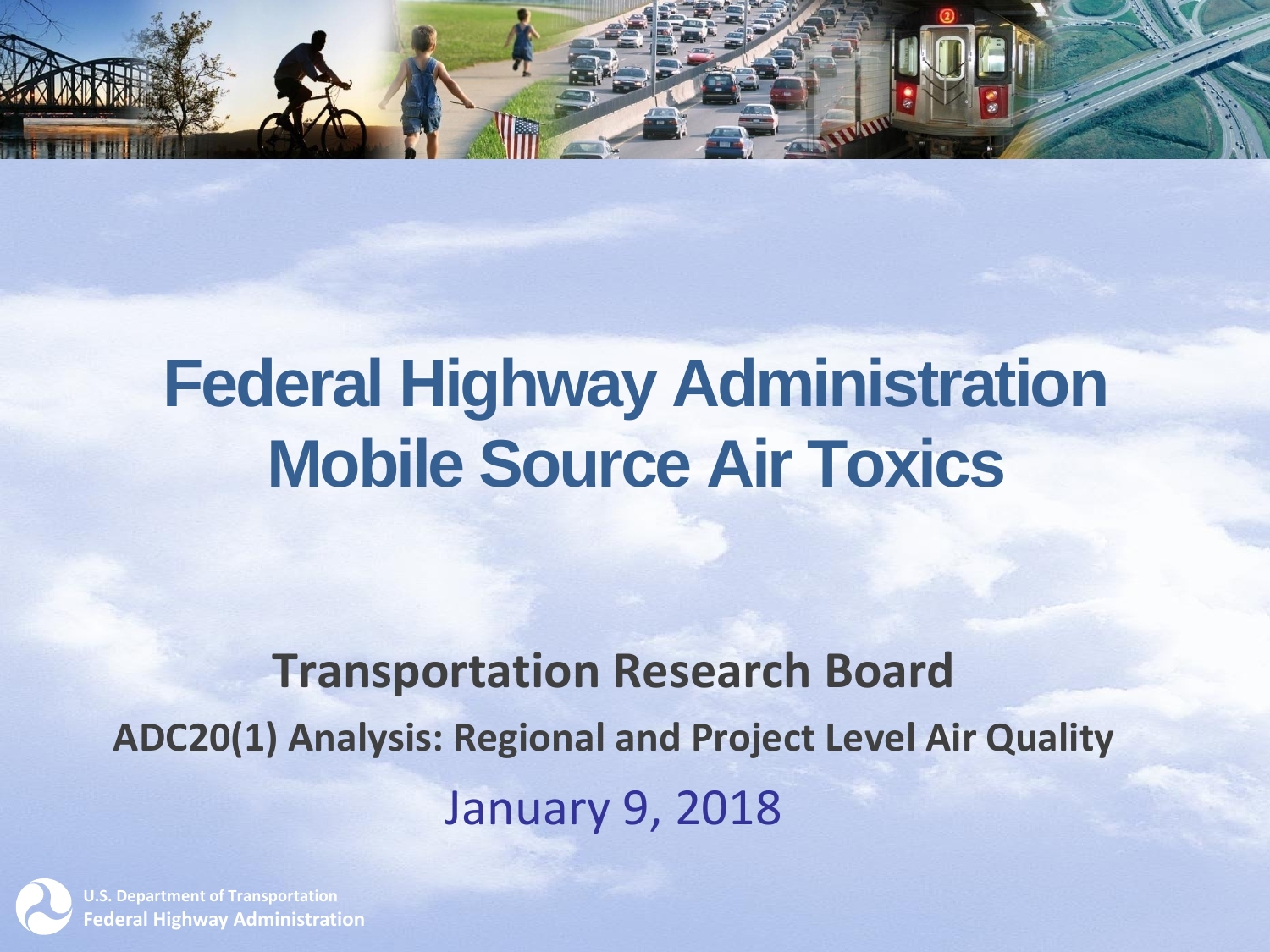# Federal Highway Administration Mobile Source Air Toxics

## Transportation Research Board

### ADC20(1) Analysis: Regional and Project Level Air Quality

January 9, 2018

U.S. Department of Transportation
Federal Highway Administration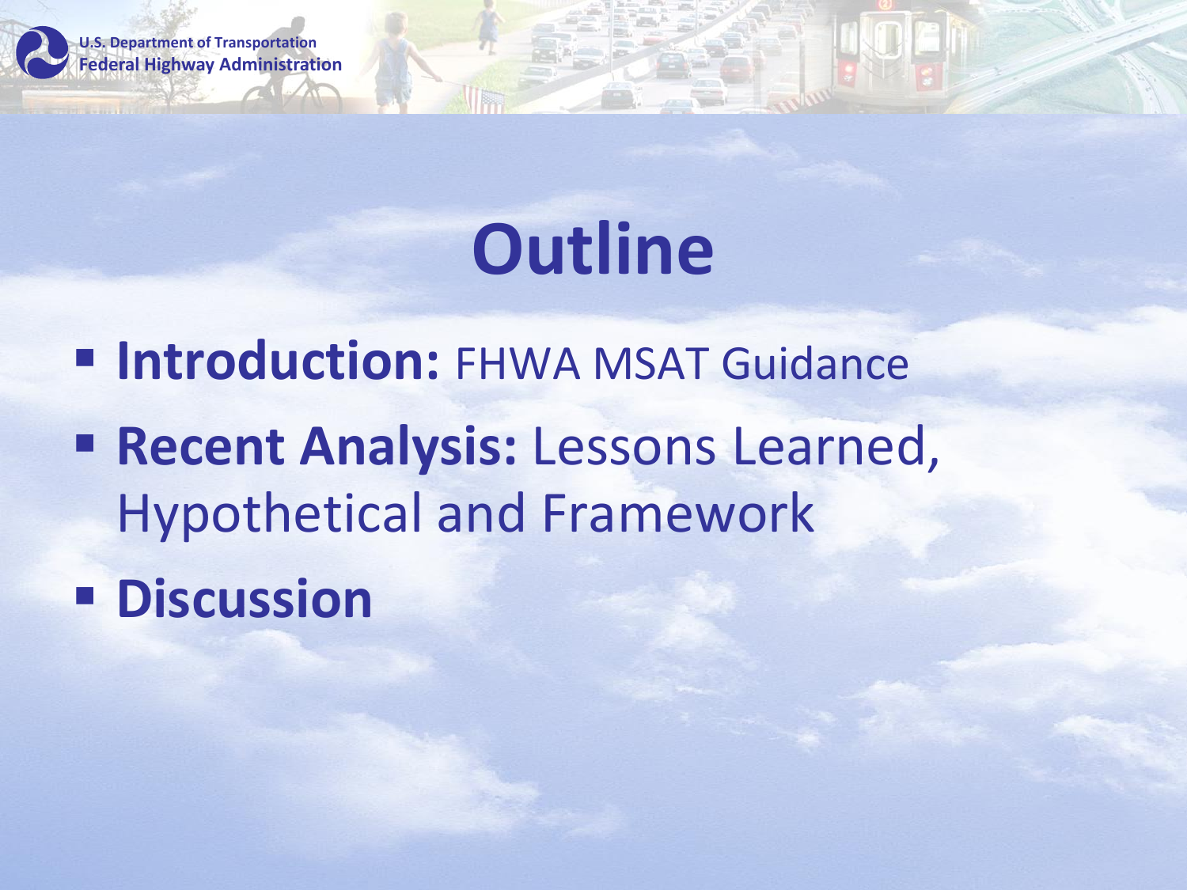# Outline

- **Introduction:** FHWA MSAT Guidance
- **Recent Analysis:** Lessons Learned, Hypothetical and Framework
- **Discussion**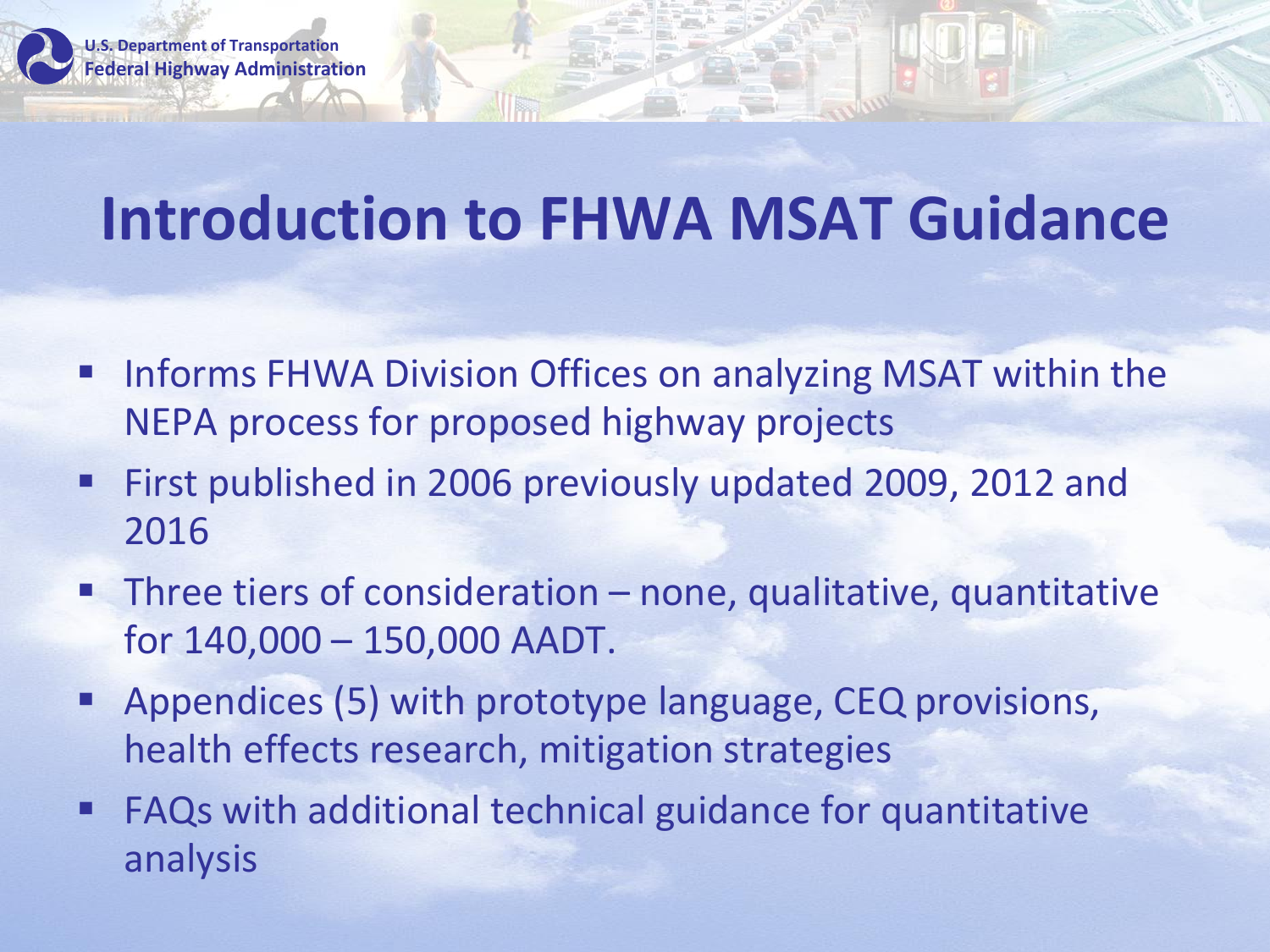# Introduction to FHWA MSAT Guidance

- Informs FHWA Division Offices on analyzing MSAT within the NEPA process for proposed highway projects
- First published in 2006 previously updated 2009, 2012 and 2016
- Three tiers of consideration – none, qualitative, quantitative for 140,000 – 150,000 AADT.
- Appendices (5) with prototype language, CEQ provisions, health effects research, mitigation strategies
- FAQs with additional technical guidance for quantitative analysis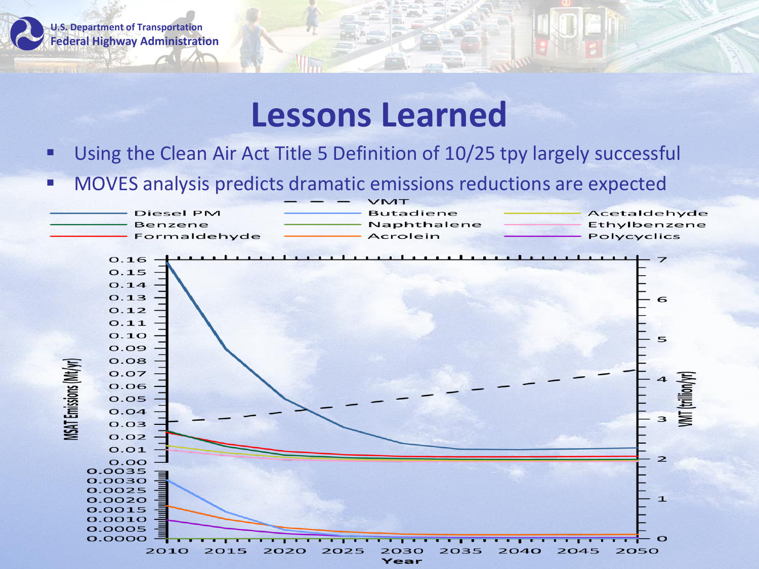# Lessons Learned

- Using the Clean Air Act Title 5 Definition of 10/25 tpy largely successful
- MOVES analysis predicts dramatic emissions reductions are expected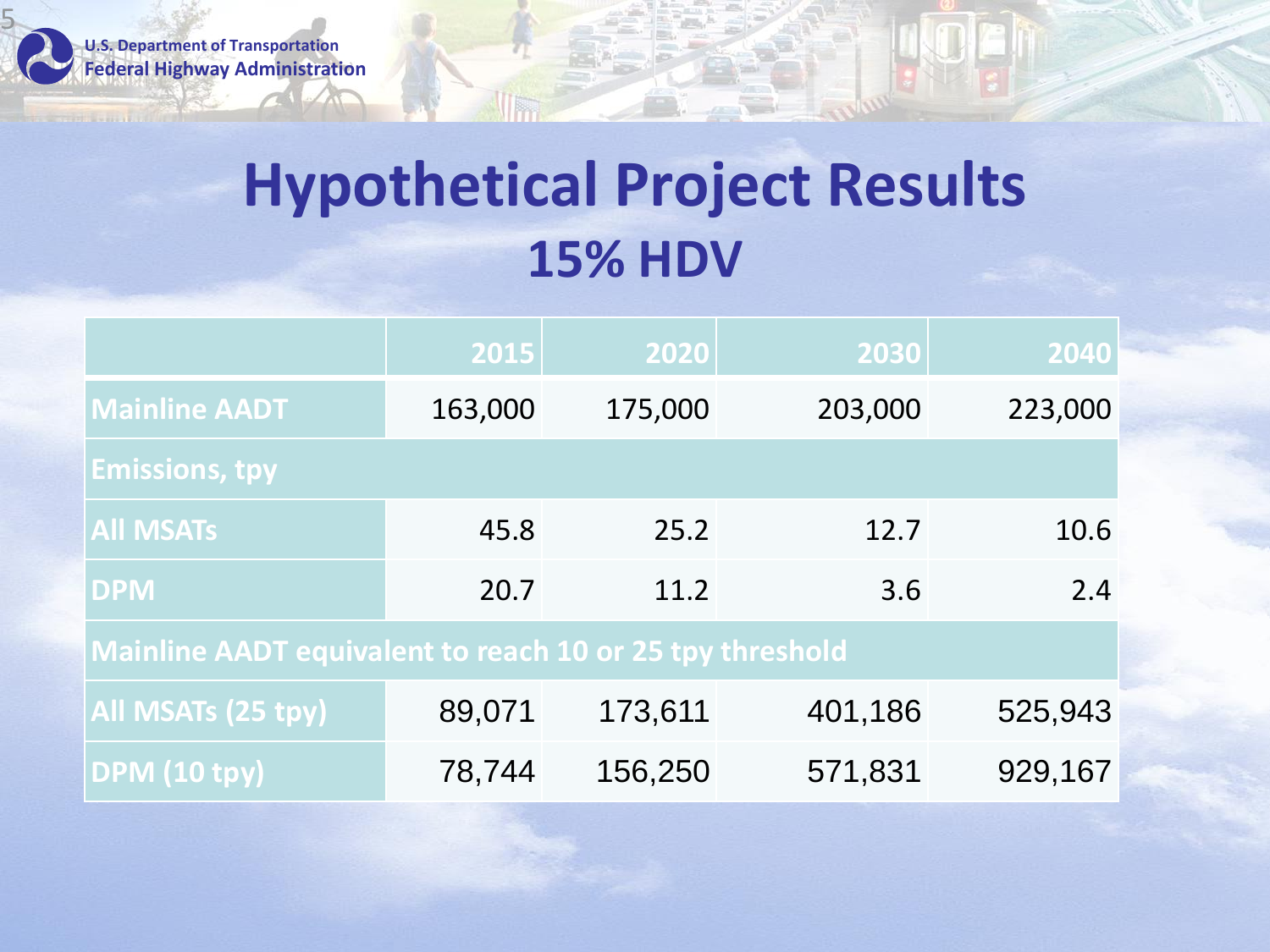# Hypothetical Project Results

## 15% HDV

| | 2015 | 2020 | 2030 | 2040 |
|---|---|---|---|---|
| **Mainline AADT** | 163,000 | 175,000 | 203,000 | 223,000 |
| **Emissions, tpy** | | | | |
| **All MSATs** | 45.8 | 25.2 | 12.7 | 10.6 |
| **DPM** | 20.7 | 11.2 | 3.6 | 2.4 |
| **Mainline AADT equivalent to reach 10 or 25 tpy threshold** | | | | |
| **All MSATs (25 tpy)** | 89,071 | 173,611 | 401,186 | 525,943 |
| **DPM (10 tpy)** | 78,744 | 156,250 | 571,831 | 929,167 |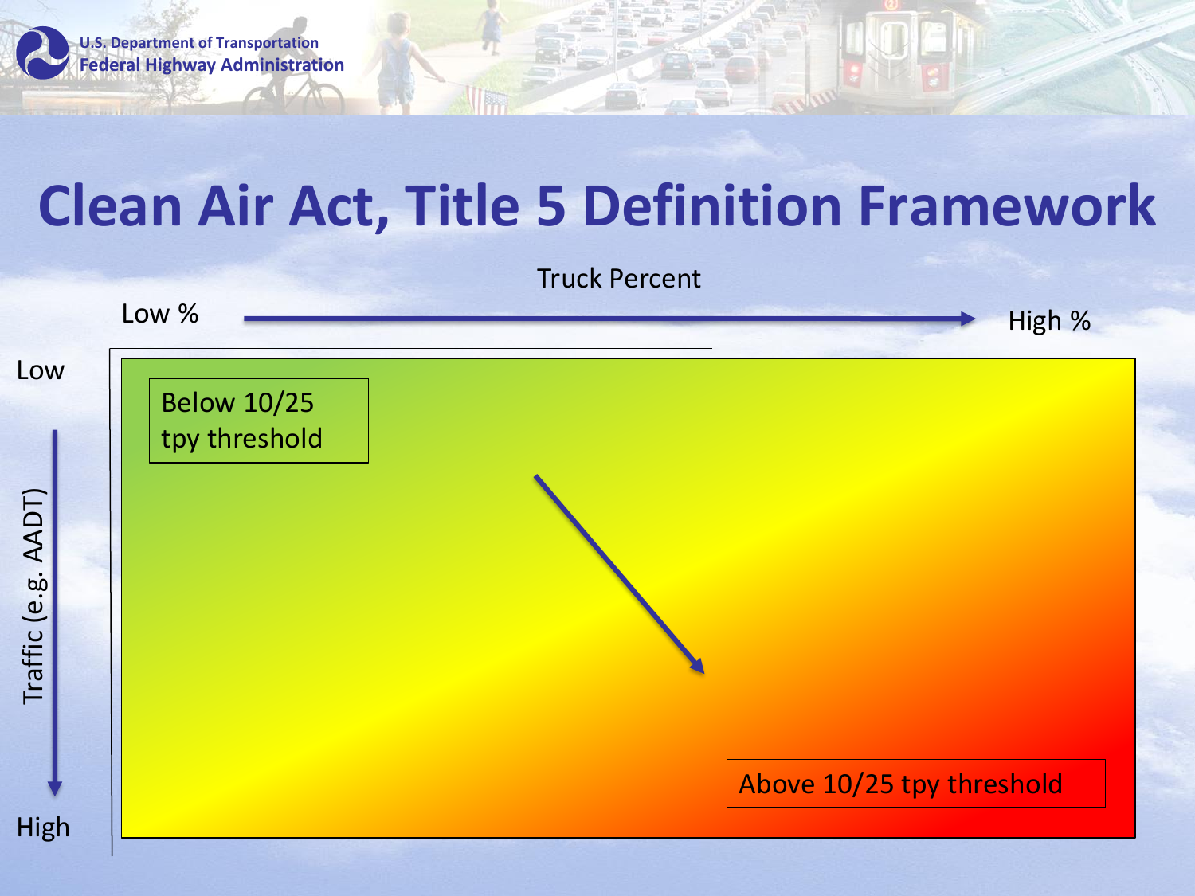# Clean Air Act, Title 5 Definition Framework

Truck Percent

Low % → High %

Traffic (e.g. AADT)

Low → High

Below 10/25 tpy threshold

Above 10/25 tpy threshold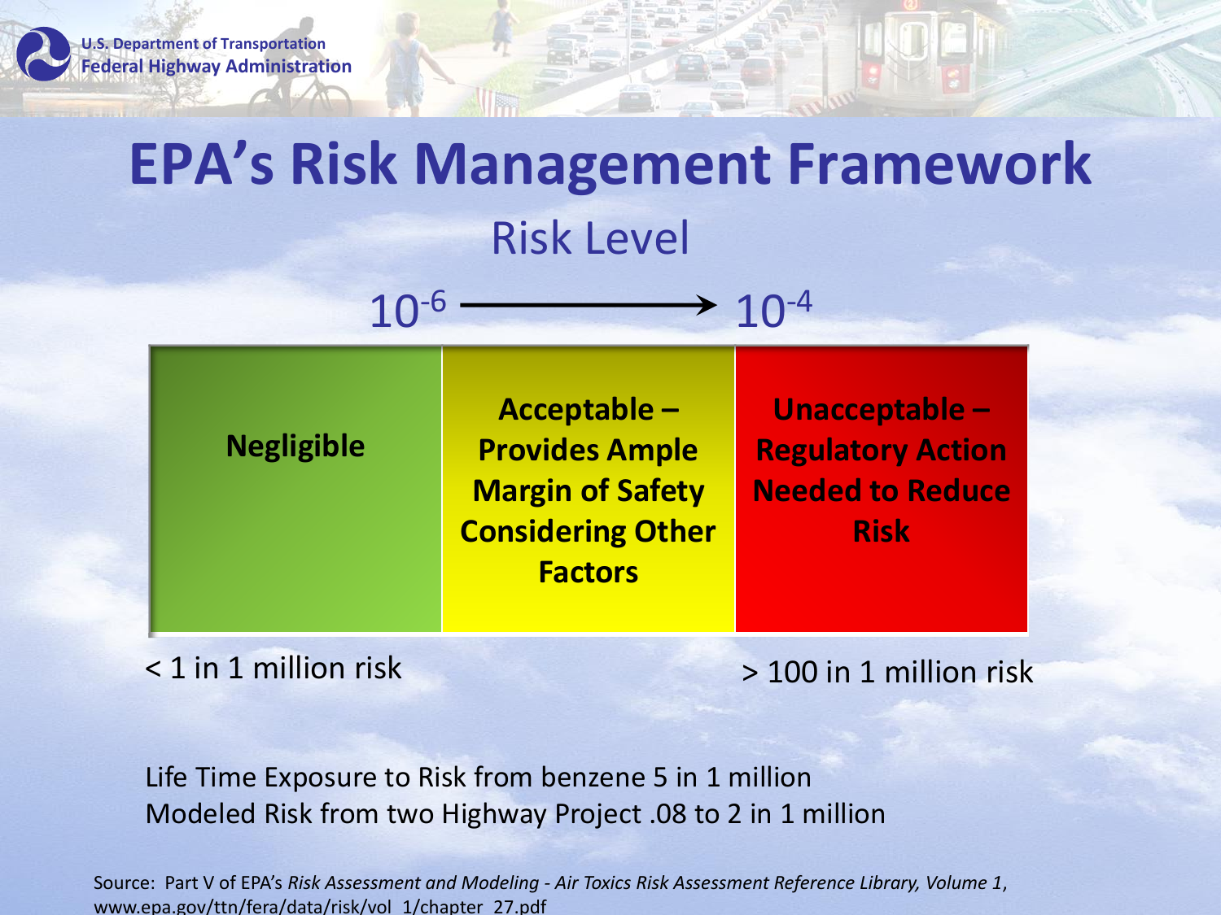# EPA's Risk Management Framework

## Risk Level

$10^{-6}$ → $10^{-4}$

| Negligible | Acceptable – Provides Ample Margin of Safety Considering Other Factors | Unacceptable – Regulatory Action Needed to Reduce Risk |
|---|---|---|

< 1 in 1 million risk

> 100 in 1 million risk

Life Time Exposure to Risk from benzene 5 in 1 million
Modeled Risk from two Highway Project .08 to 2 in 1 million

Source: Part V of EPA's *Risk Assessment and Modeling - Air Toxics Risk Assessment Reference Library, Volume 1*, www.epa.gov/ttn/fera/data/risk/vol_1/chapter_27.pdf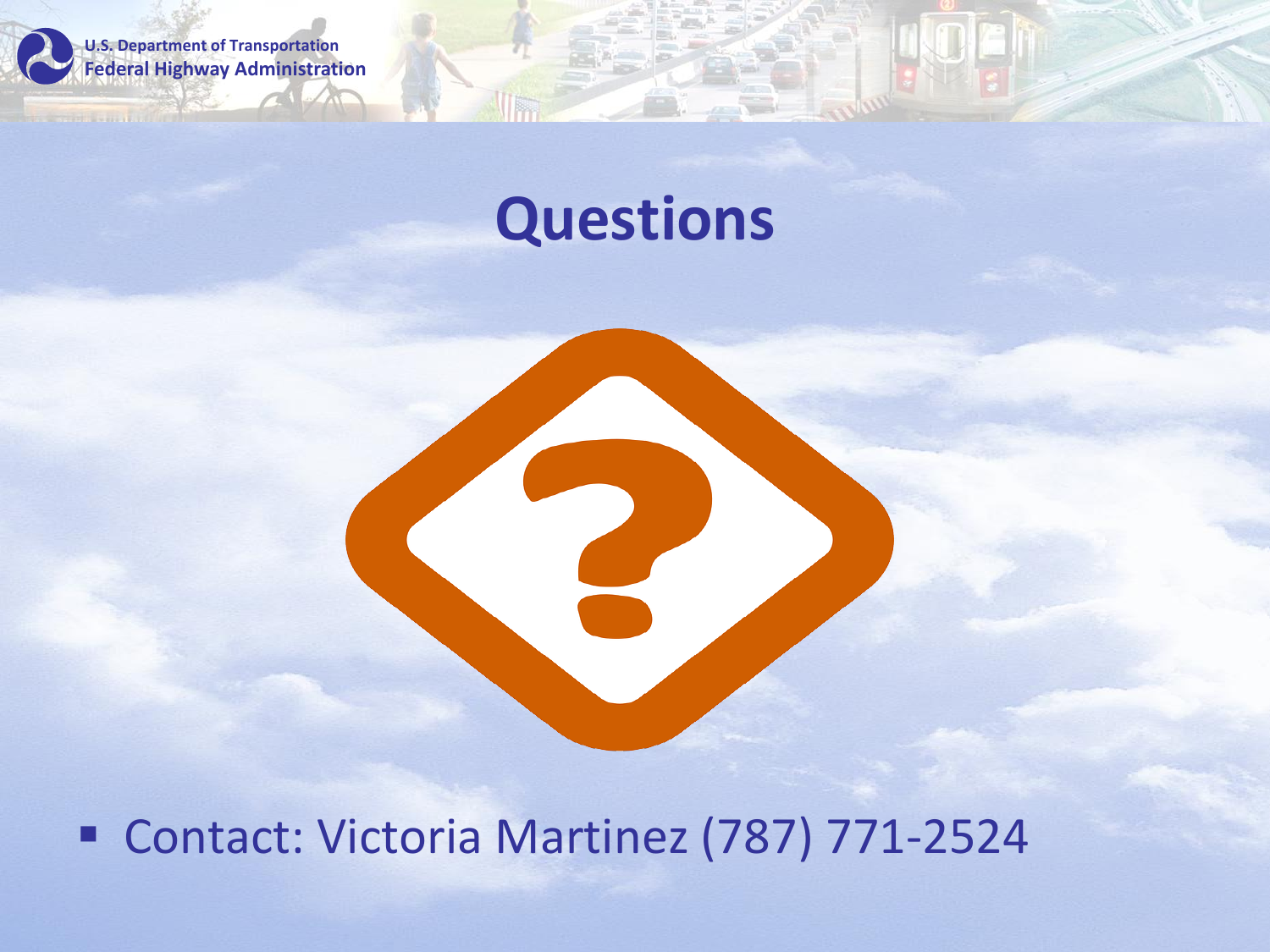# Questions

- Contact: Victoria Martinez (787) 771-2524